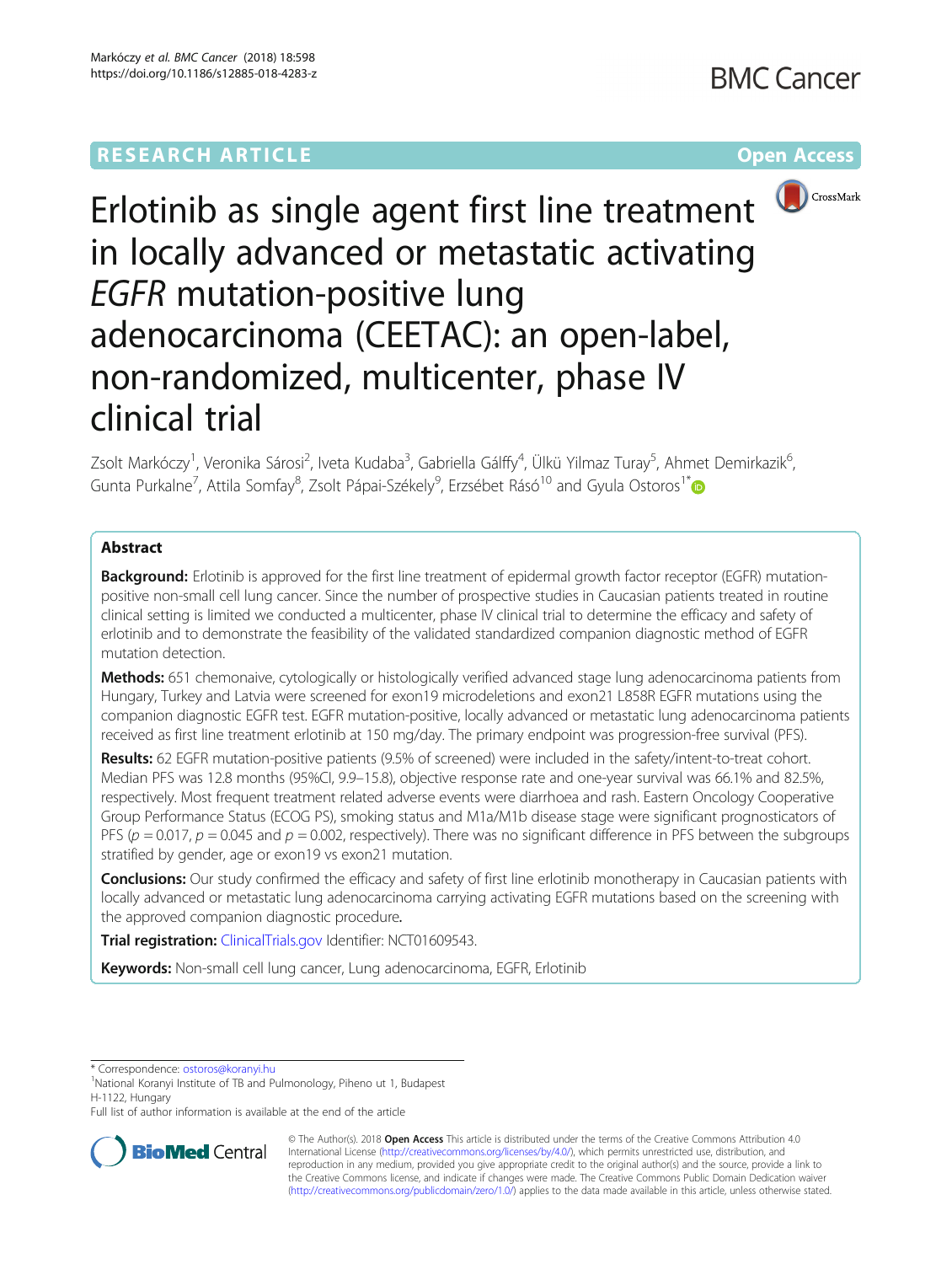RESEARCH ARTICLE

Open Access

# Erlotinib as single agent first line treatment in locally advanced or metastatic activating *EGFR* mutation-positive lung adenocarcinoma (CEETAC): an open-label, non-randomized, multicenter, phase IV clinical trial

Zsolt Markóczy[1], Veronika Sárosi[2], Iveta Kudaba[3], Gabriella Gálffy[4], Ülkü Yilmaz Turay[5], Ahmet Demirkazik[6], Gunta Purkalne[7], Attila Somfay[8], Zsolt Pápai-Székely[9], Erzsébet Rásó[10] and Gyula Ostoros[1*]

## Abstract

**Background:** Erlotinib is approved for the first line treatment of epidermal growth factor receptor (EGFR) mutation-positive non-small cell lung cancer. Since the number of prospective studies in Caucasian patients treated in routine clinical setting is limited we conducted a multicenter, phase IV clinical trial to determine the efficacy and safety of erlotinib and to demonstrate the feasibility of the validated standardized companion diagnostic method of EGFR mutation detection.

**Methods:** 651 chemonaive, cytologically or histologically verified advanced stage lung adenocarcinoma patients from Hungary, Turkey and Latvia were screened for exon19 microdeletions and exon21 L858R EGFR mutations using the companion diagnostic EGFR test. EGFR mutation-positive, locally advanced or metastatic lung adenocarcinoma patients received as first line treatment erlotinib at 150 mg/day. The primary endpoint was progression-free survival (PFS).

**Results:** 62 EGFR mutation-positive patients (9.5% of screened) were included in the safety/intent-to-treat cohort. Median PFS was 12.8 months (95%CI, 9.9–15.8), objective response rate and one-year survival was 66.1% and 82.5%, respectively. Most frequent treatment related adverse events were diarrhoea and rash. Eastern Oncology Cooperative Group Performance Status (ECOG PS), smoking status and M1a/M1b disease stage were significant prognosticators of PFS ($p = 0.017$, $p = 0.045$ and $p = 0.002$, respectively). There was no significant difference in PFS between the subgroups stratified by gender, age or exon19 vs exon21 mutation.

**Conclusions:** Our study confirmed the efficacy and safety of first line erlotinib monotherapy in Caucasian patients with locally advanced or metastatic lung adenocarcinoma carrying activating EGFR mutations based on the screening with the approved companion diagnostic procedure.

**Trial registration:** ClinicalTrials.gov Identifier: NCT01609543.

**Keywords:** Non-small cell lung cancer, Lung adenocarcinoma, EGFR, Erlotinib

* Correspondence: ostoros@koranyi.hu
[1]National Koranyi Institute of TB and Pulmonology, Piheno ut 1, Budapest H-1122, Hungary
Full list of author information is available at the end of the article

© The Author(s). 2018 **Open Access** This article is distributed under the terms of the Creative Commons Attribution 4.0 International License (http://creativecommons.org/licenses/by/4.0/), which permits unrestricted use, distribution, and reproduction in any medium, provided you give appropriate credit to the original author(s) and the source, provide a link to the Creative Commons license, and indicate if changes were made. The Creative Commons Public Domain Dedication waiver (http://creativecommons.org/publicdomain/zero/1.0/) applies to the data made available in this article, unless otherwise stated.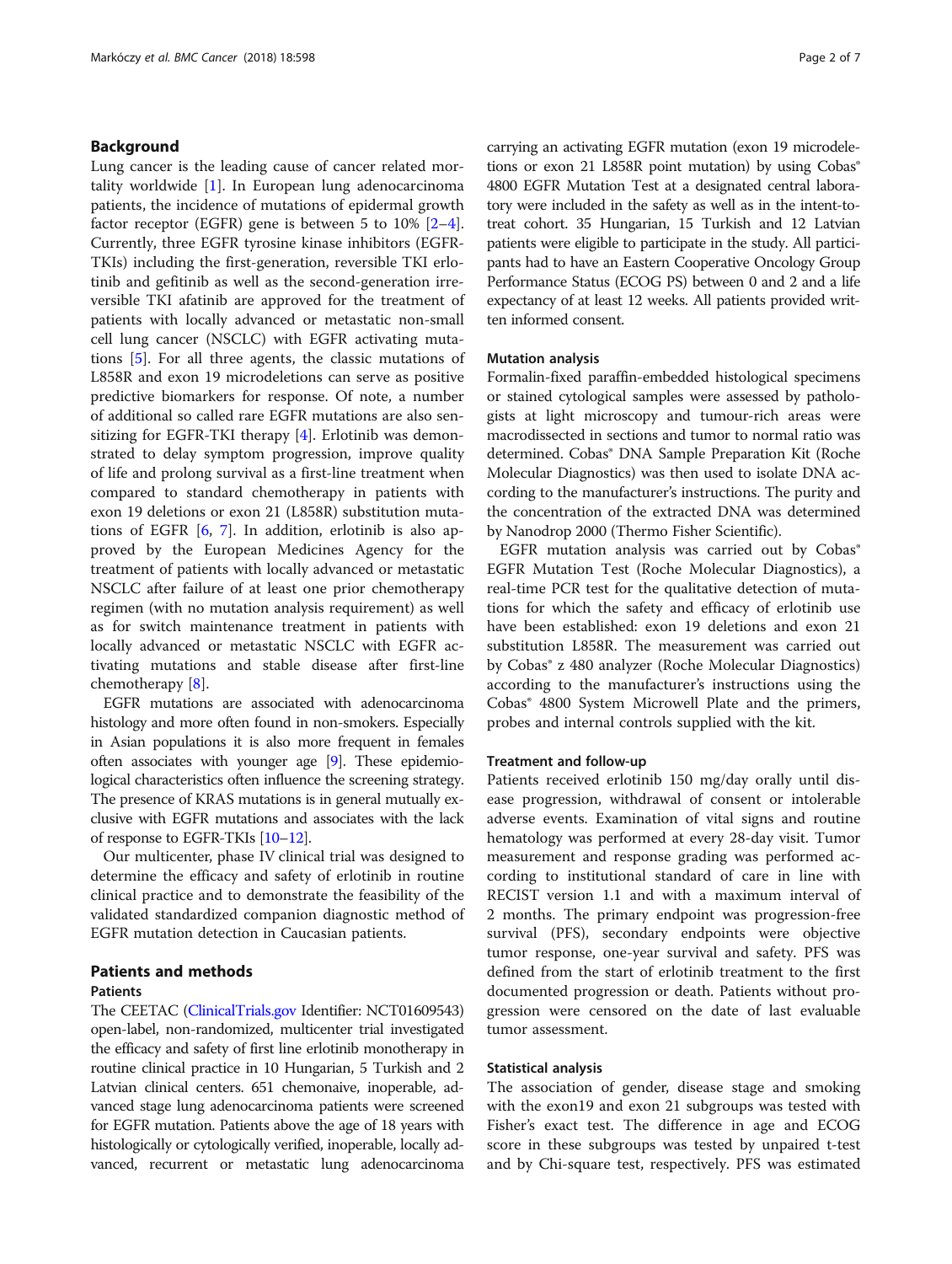## Background

Lung cancer is the leading cause of cancer related mortality worldwide [1]. In European lung adenocarcinoma patients, the incidence of mutations of epidermal growth factor receptor (EGFR) gene is between 5 to 10% [2–4]. Currently, three EGFR tyrosine kinase inhibitors (EGFR-TKIs) including the first-generation, reversible TKI erlotinib and gefitinib as well as the second-generation irreversible TKI afatinib are approved for the treatment of patients with locally advanced or metastatic non-small cell lung cancer (NSCLC) with EGFR activating mutations [5]. For all three agents, the classic mutations of L858R and exon 19 microdeletions can serve as positive predictive biomarkers for response. Of note, a number of additional so called rare EGFR mutations are also sensitizing for EGFR-TKI therapy [4]. Erlotinib was demonstrated to delay symptom progression, improve quality of life and prolong survival as a first-line treatment when compared to standard chemotherapy in patients with exon 19 deletions or exon 21 (L858R) substitution mutations of EGFR [6, 7]. In addition, erlotinib is also approved by the European Medicines Agency for the treatment of patients with locally advanced or metastatic NSCLC after failure of at least one prior chemotherapy regimen (with no mutation analysis requirement) as well as for switch maintenance treatment in patients with locally advanced or metastatic NSCLC with EGFR activating mutations and stable disease after first-line chemotherapy [8].

EGFR mutations are associated with adenocarcinoma histology and more often found in non-smokers. Especially in Asian populations it is also more frequent in females often associates with younger age [9]. These epidemiological characteristics often influence the screening strategy. The presence of KRAS mutations is in general mutually exclusive with EGFR mutations and associates with the lack of response to EGFR-TKIs [10–12].

Our multicenter, phase IV clinical trial was designed to determine the efficacy and safety of erlotinib in routine clinical practice and to demonstrate the feasibility of the validated standardized companion diagnostic method of EGFR mutation detection in Caucasian patients.

## Patients and methods

### Patients

The CEETAC (ClinicalTrials.gov Identifier: NCT01609543) open-label, non-randomized, multicenter trial investigated the efficacy and safety of first line erlotinib monotherapy in routine clinical practice in 10 Hungarian, 5 Turkish and 2 Latvian clinical centers. 651 chemonaive, inoperable, advanced stage lung adenocarcinoma patients were screened for EGFR mutation. Patients above the age of 18 years with histologically or cytologically verified, inoperable, locally advanced, recurrent or metastatic lung adenocarcinoma carrying an activating EGFR mutation (exon 19 microdeletions or exon 21 L858R point mutation) by using Cobas® 4800 EGFR Mutation Test at a designated central laboratory were included in the safety as well as in the intent-to-treat cohort. 35 Hungarian, 15 Turkish and 12 Latvian patients were eligible to participate in the study. All participants had to have an Eastern Cooperative Oncology Group Performance Status (ECOG PS) between 0 and 2 and a life expectancy of at least 12 weeks. All patients provided written informed consent.

### Mutation analysis

Formalin-fixed paraffin-embedded histological specimens or stained cytological samples were assessed by pathologists at light microscopy and tumour-rich areas were macrodissected in sections and tumor to normal ratio was determined. Cobas® DNA Sample Preparation Kit (Roche Molecular Diagnostics) was then used to isolate DNA according to the manufacturer's instructions. The purity and the concentration of the extracted DNA was determined by Nanodrop 2000 (Thermo Fisher Scientific).

EGFR mutation analysis was carried out by Cobas® EGFR Mutation Test (Roche Molecular Diagnostics), a real-time PCR test for the qualitative detection of mutations for which the safety and efficacy of erlotinib use have been established: exon 19 deletions and exon 21 substitution L858R. The measurement was carried out by Cobas® z 480 analyzer (Roche Molecular Diagnostics) according to the manufacturer's instructions using the Cobas® 4800 System Microwell Plate and the primers, probes and internal controls supplied with the kit.

### Treatment and follow-up

Patients received erlotinib 150 mg/day orally until disease progression, withdrawal of consent or intolerable adverse events. Examination of vital signs and routine hematology was performed at every 28-day visit. Tumor measurement and response grading was performed according to institutional standard of care in line with RECIST version 1.1 and with a maximum interval of 2 months. The primary endpoint was progression-free survival (PFS), secondary endpoints were objective tumor response, one-year survival and safety. PFS was defined from the start of erlotinib treatment to the first documented progression or death. Patients without progression were censored on the date of last evaluable tumor assessment.

### Statistical analysis

The association of gender, disease stage and smoking with the exon19 and exon 21 subgroups was tested with Fisher's exact test. The difference in age and ECOG score in these subgroups was tested by unpaired t-test and by Chi-square test, respectively. PFS was estimated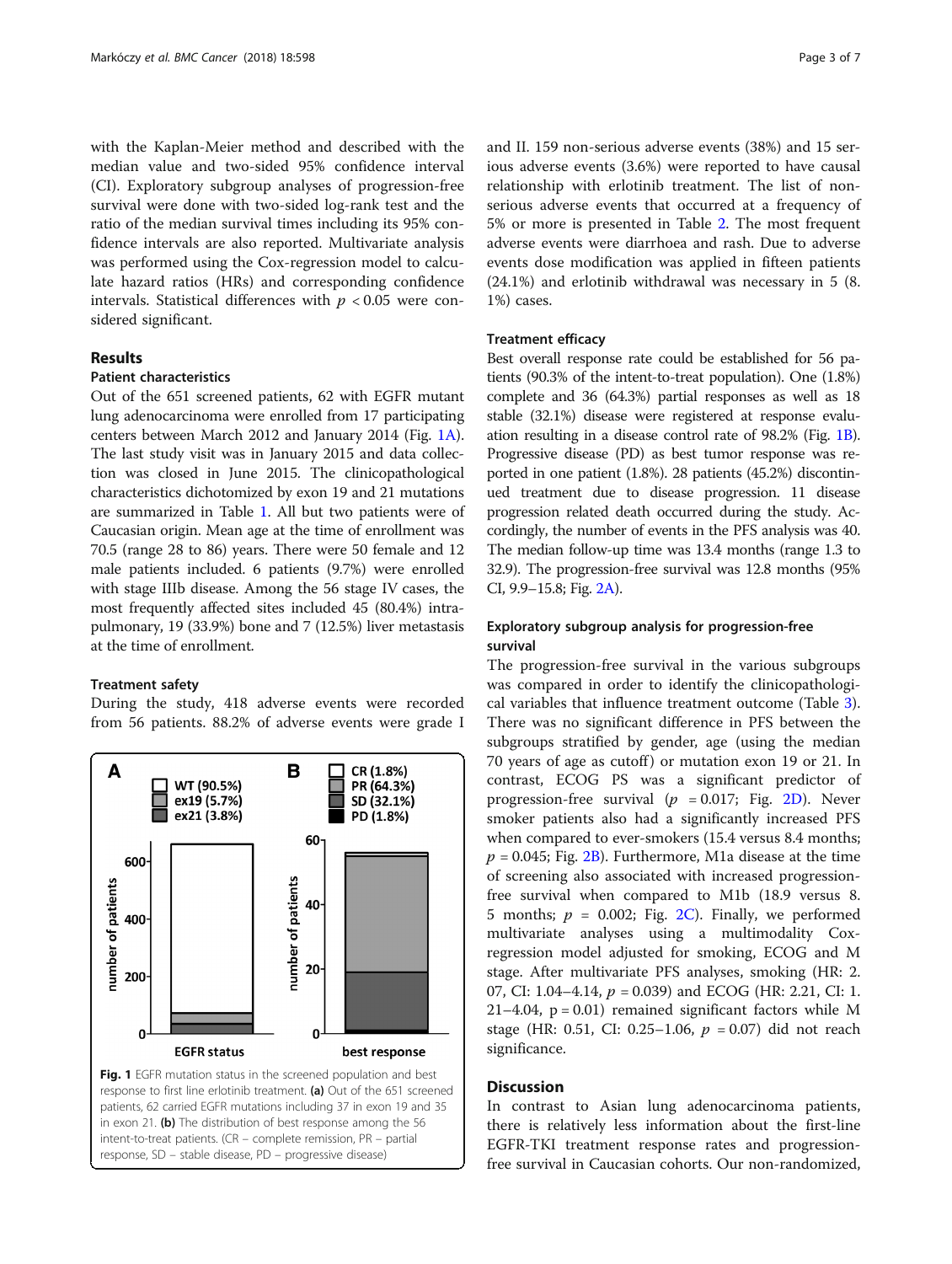with the Kaplan-Meier method and described with the median value and two-sided 95% confidence interval (CI). Exploratory subgroup analyses of progression-free survival were done with two-sided log-rank test and the ratio of the median survival times including its 95% confidence intervals are also reported. Multivariate analysis was performed using the Cox-regression model to calculate hazard ratios (HRs) and corresponding confidence intervals. Statistical differences with $p < 0.05$ were considered significant.

## Results

### Patient characteristics

Out of the 651 screened patients, 62 with EGFR mutant lung adenocarcinoma were enrolled from 17 participating centers between March 2012 and January 2014 (Fig. 1A). The last study visit was in January 2015 and data collection was closed in June 2015. The clinicopathological characteristics dichotomized by exon 19 and 21 mutations are summarized in Table 1. All but two patients were of Caucasian origin. Mean age at the time of enrollment was 70.5 (range 28 to 86) years. There were 50 female and 12 male patients included. 6 patients (9.7%) were enrolled with stage IIIb disease. Among the 56 stage IV cases, the most frequently affected sites included 45 (80.4%) intrapulmonary, 19 (33.9%) bone and 7 (12.5%) liver metastasis at the time of enrollment.

### Treatment safety

During the study, 418 adverse events were recorded from 56 patients. 88.2% of adverse events were grade I and II. 159 non-serious adverse events (38%) and 15 serious adverse events (3.6%) were reported to have causal relationship with erlotinib treatment. The list of non-serious adverse events that occurred at a frequency of 5% or more is presented in Table 2. The most frequent adverse events were diarrhoea and rash. Due to adverse events dose modification was applied in fifteen patients (24.1%) and erlotinib withdrawal was necessary in 5 (8.1%) cases.

**Fig. 1** EGFR mutation status in the screened population and best response to first line erlotinib treatment. **(a)** Out of the 651 screened patients, 62 carried EGFR mutations including 37 in exon 19 and 35 in exon 21. **(b)** The distribution of best response among the 56 intent-to-treat patients. (CR – complete remission, PR – partial response, SD – stable disease, PD – progressive disease)

### Treatment efficacy

Best overall response rate could be established for 56 patients (90.3% of the intent-to-treat population). One (1.8%) complete and 36 (64.3%) partial responses as well as 18 stable (32.1%) disease were registered at response evaluation resulting in a disease control rate of 98.2% (Fig. 1B). Progressive disease (PD) as best tumor response was reported in one patient (1.8%). 28 patients (45.2%) discontinued treatment due to disease progression. 11 disease progression related death occurred during the study. Accordingly, the number of events in the PFS analysis was 40. The median follow-up time was 13.4 months (range 1.3 to 32.9). The progression-free survival was 12.8 months (95% CI, 9.9–15.8; Fig. 2A).

### Exploratory subgroup analysis for progression-free survival

The progression-free survival in the various subgroups was compared in order to identify the clinicopathological variables that influence treatment outcome (Table 3). There was no significant difference in PFS between the subgroups stratified by gender, age (using the median 70 years of age as cutoff) or mutation exon 19 or 21. In contrast, ECOG PS was a significant predictor of progression-free survival ($p = 0.017$; Fig. 2D). Never smoker patients also had a significantly increased PFS when compared to ever-smokers (15.4 versus 8.4 months; $p = 0.045$; Fig. 2B). Furthermore, M1a disease at the time of screening also associated with increased progression-free survival when compared to M1b (18.9 versus 8.5 months; $p = 0.002$; Fig. 2C). Finally, we performed multivariate analyses using a multimodality Cox-regression model adjusted for smoking, ECOG and M stage. After multivariate PFS analyses, smoking (HR: 2.07, CI: 1.04–4.14, $p = 0.039$) and ECOG (HR: 2.21, CI: 1.21–4.04, $p = 0.01$) remained significant factors while M stage (HR: 0.51, CI: 0.25–1.06, $p = 0.07$) did not reach significance.

## Discussion

In contrast to Asian lung adenocarcinoma patients, there is relatively less information about the first-line EGFR-TKI treatment response rates and progression-free survival in Caucasian cohorts. Our non-randomized,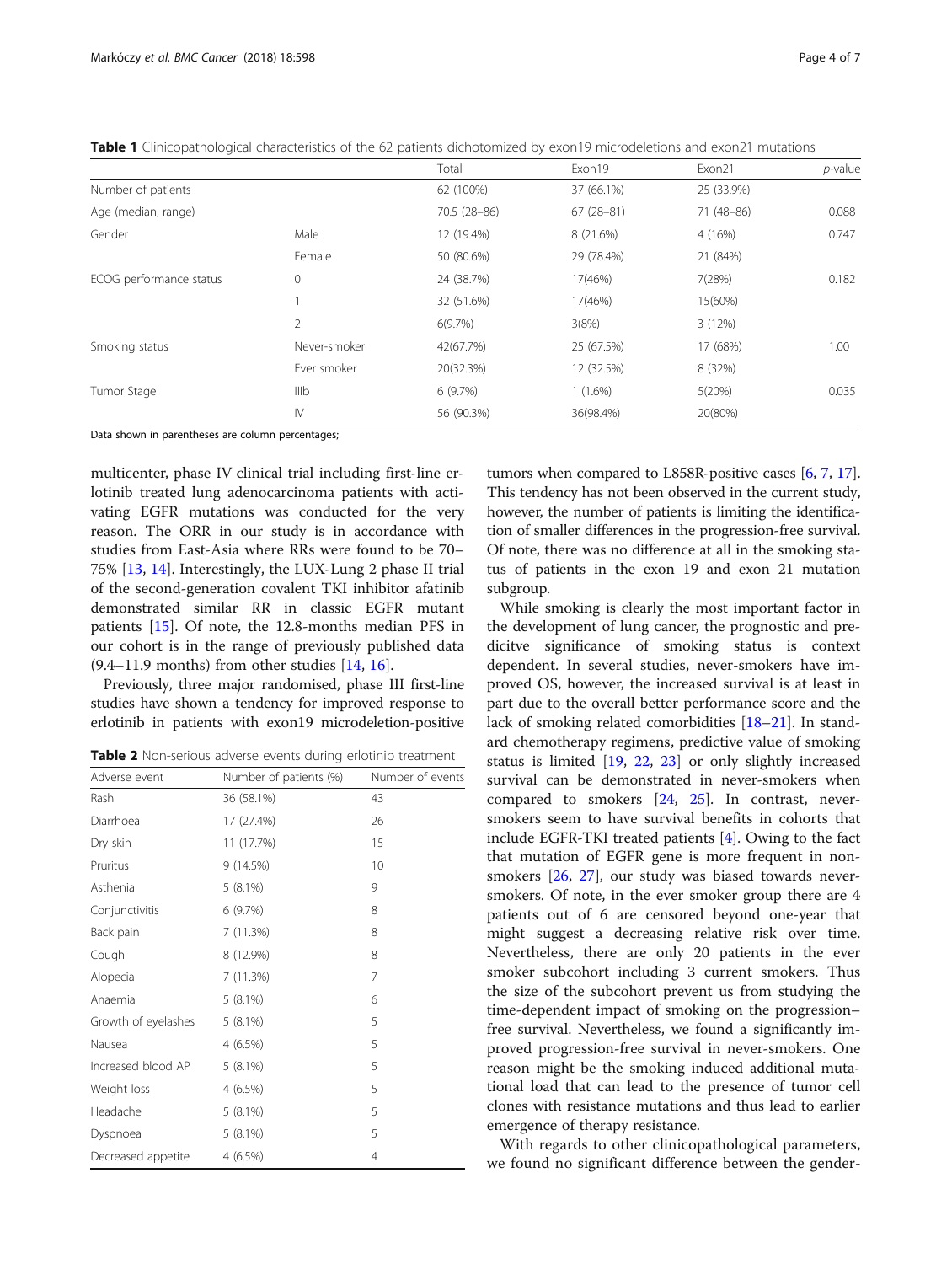**Table 1** Clinicopathological characteristics of the 62 patients dichotomized by exon19 microdeletions and exon21 mutations

| | | Total | Exon19 | Exon21 | *p*-value |
|---|---|---|---|---|---|
| Number of patients | | 62 (100%) | 37 (66.1%) | 25 (33.9%) | |
| Age (median, range) | | 70.5 (28–86) | 67 (28–81) | 71 (48–86) | 0.088 |
| Gender | Male | 12 (19.4%) | 8 (21.6%) | 4 (16%) | 0.747 |
| | Female | 50 (80.6%) | 29 (78.4%) | 21 (84%) | |
| ECOG performance status | 0 | 24 (38.7%) | 17(46%) | 7(28%) | 0.182 |
| | 1 | 32 (51.6%) | 17(46%) | 15(60%) | |
| | 2 | 6(9.7%) | 3(8%) | 3 (12%) | |
| Smoking status | Never-smoker | 42(67.7%) | 25 (67.5%) | 17 (68%) | 1.00 |
| | Ever smoker | 20(32.3%) | 12 (32.5%) | 8 (32%) | |
| Tumor Stage | IIIb | 6 (9.7%) | 1 (1.6%) | 5(20%) | 0.035 |
| | IV | 56 (90.3%) | 36(98.4%) | 20(80%) | |

Data shown in parentheses are column percentages;

multicenter, phase IV clinical trial including first-line erlotinib treated lung adenocarcinoma patients with activating EGFR mutations was conducted for the very reason. The ORR in our study is in accordance with studies from East-Asia where RRs were found to be 70–75% [13, 14]. Interestingly, the LUX-Lung 2 phase II trial of the second-generation covalent TKI inhibitor afatinib demonstrated similar RR in classic EGFR mutant patients [15]. Of note, the 12.8-months median PFS in our cohort is in the range of previously published data (9.4–11.9 months) from other studies [14, 16].

Previously, three major randomised, phase III first-line studies have shown a tendency for improved response to erlotinib in patients with exon19 microdeletion-positive tumors when compared to L858R-positive cases [6, 7, 17]. This tendency has not been observed in the current study, however, the number of patients is limiting the identification of smaller differences in the progression-free survival. Of note, there was no difference at all in the smoking status of patients in the exon 19 and exon 21 mutation subgroup.

While smoking is clearly the most important factor in the development of lung cancer, the prognostic and predicitve significance of smoking status is context dependent. In several studies, never-smokers have improved OS, however, the increased survival is at least in part due to the overall better performance score and the lack of smoking related comorbidities [18–21]. In standard chemotherapy regimens, predictive value of smoking status is limited [19, 22, 23] or only slightly increased survival can be demonstrated in never-smokers when compared to smokers [24, 25]. In contrast, never-smokers seem to have survival benefits in cohorts that include EGFR-TKI treated patients [4]. Owing to the fact that mutation of EGFR gene is more frequent in non-smokers [26, 27], our study was biased towards never-smokers. Of note, in the ever smoker group there are 4 patients out of 6 are censored beyond one-year that might suggest a decreasing relative risk over time. Nevertheless, there are only 20 patients in the ever smoker subcohort including 3 current smokers. Thus the size of the subcohort prevent us from studying the time-dependent impact of smoking on the progression–free survival. Nevertheless, we found a significantly improved progression-free survival in never-smokers. One reason might be the smoking induced additional mutational load that can lead to the presence of tumor cell clones with resistance mutations and thus lead to earlier emergence of therapy resistance.

With regards to other clinicopathological parameters, we found no significant difference between the gender-

**Table 2** Non-serious adverse events during erlotinib treatment

| Adverse event | Number of patients (%) | Number of events |
|---|---|---|
| Rash | 36 (58.1%) | 43 |
| Diarrhoea | 17 (27.4%) | 26 |
| Dry skin | 11 (17.7%) | 15 |
| Pruritus | 9 (14.5%) | 10 |
| Asthenia | 5 (8.1%) | 9 |
| Conjunctivitis | 6 (9.7%) | 8 |
| Back pain | 7 (11.3%) | 8 |
| Cough | 8 (12.9%) | 8 |
| Alopecia | 7 (11.3%) | 7 |
| Anaemia | 5 (8.1%) | 6 |
| Growth of eyelashes | 5 (8.1%) | 5 |
| Nausea | 4 (6.5%) | 5 |
| Increased blood AP | 5 (8.1%) | 5 |
| Weight loss | 4 (6.5%) | 5 |
| Headache | 5 (8.1%) | 5 |
| Dyspnoea | 5 (8.1%) | 5 |
| Decreased appetite | 4 (6.5%) | 4 |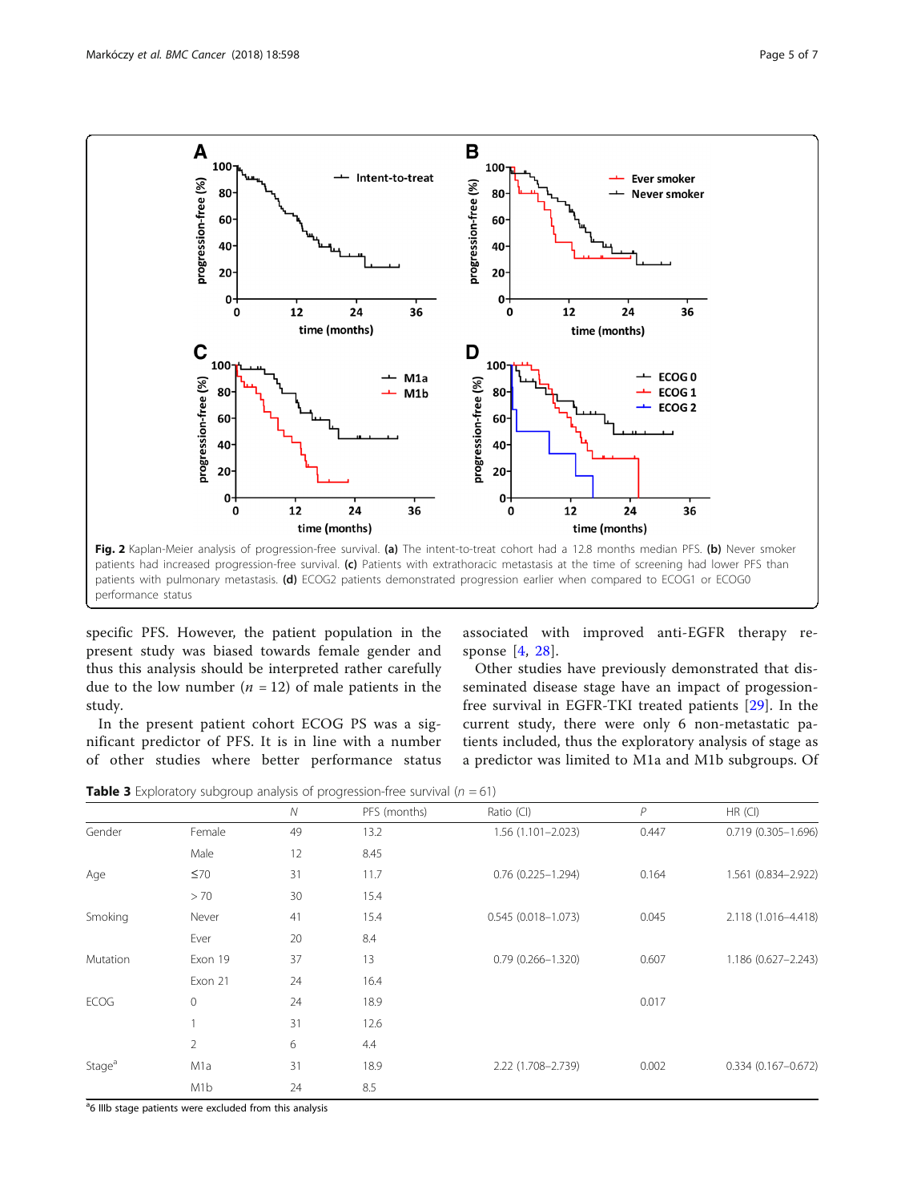Fig. 2 Kaplan-Meier analysis of progression-free survival. (a) The intent-to-treat cohort had a 12.8 months median PFS. (b) Never smoker patients had increased progression-free survival. (c) Patients with extrathoracic metastasis at the time of screening had lower PFS than patients with pulmonary metastasis. (d) ECOG2 patients demonstrated progression earlier when compared to ECOG1 or ECOG0 performance status

specific PFS. However, the patient population in the present study was biased towards female gender and thus this analysis should be interpreted rather carefully due to the low number ($n$ = 12) of male patients in the study.

In the present patient cohort ECOG PS was a significant predictor of PFS. It is in line with a number of other studies where better performance status associated with improved anti-EGFR therapy response [4, 28].

Other studies have previously demonstrated that disseminated disease stage have an impact of progession-free survival in EGFR-TKI treated patients [29]. In the current study, there were only 6 non-metastatic patients included, thus the exploratory analysis of stage as a predictor was limited to M1a and M1b subgroups. Of

**Table 3** Exploratory subgroup analysis of progression-free survival ($n$ = 61)

| | | N | PFS (months) | Ratio (CI) | P | HR (CI) |
|---|---|---|---|---|---|---|
| Gender | Female | 49 | 13.2 | 1.56 (1.101–2.023) | 0.447 | 0.719 (0.305–1.696) |
| | Male | 12 | 8.45 | | | |
| Age | ≤70 | 31 | 11.7 | 0.76 (0.225–1.294) | 0.164 | 1.561 (0.834–2.922) |
| | > 70 | 30 | 15.4 | | | |
| Smoking | Never | 41 | 15.4 | 0.545 (0.018–1.073) | 0.045 | 2.118 (1.016–4.418) |
| | Ever | 20 | 8.4 | | | |
| Mutation | Exon 19 | 37 | 13 | 0.79 (0.266–1.320) | 0.607 | 1.186 (0.627–2.243) |
| | Exon 21 | 24 | 16.4 | | | |
| ECOG | 0 | 24 | 18.9 | | 0.017 | |
| | 1 | 31 | 12.6 | | | |
| | 2 | 6 | 4.4 | | | |
| Stage[a] | M1a | 31 | 18.9 | 2.22 (1.708–2.739) | 0.002 | 0.334 (0.167–0.672) |
| | M1b | 24 | 8.5 | | | |

[a]6 IIIb stage patients were excluded from this analysis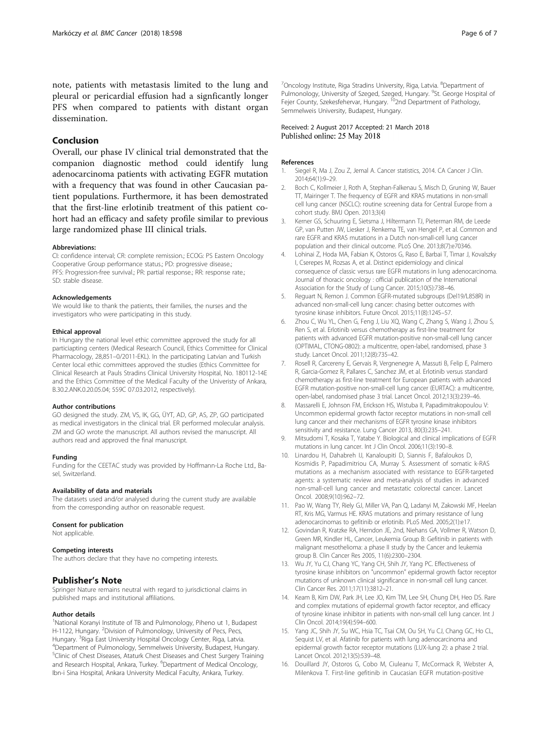note, patients with metastasis limited to the lung and pleural or pericardial effusion had a signficantly longer PFS when compared to patients with distant organ dissemination.

## Conclusion

Overall, our phase IV clinical trial demonstrated that the companion diagnostic method could identify lung adenocarcinoma patients with activating EGFR mutation with a frequency that was found in other Caucasian patient populations. Furthermore, it has been demostrated that the first-line erlotinib treatment of this patient cohort had an efficacy and safety profile similar to previous large randomized phase III clinical trials.

#### Abbreviations:

CI: confidence interval; CR: complete remission.; ECOG: PS Eastern Oncology Cooperative Group performance status.; PD: progressive disease.; PFS: Progression-free survival.; PR: partial response.; RR: response rate.; SD: stable disease.

#### Acknowledgements

We would like to thank the patients, their families, the nurses and the investigators who were participating in this study.

#### Ethical approval

In Hungary the national level ethic committee approved the study for all particiapting centers (Medical Research Council, Ethics Committee for Clinical Pharmacology, 28,851–0/2011-EKL). In the participating Latvian and Turkish Center local ethic committees approved the studies (Ethics Committee for Clinical Research at Pauls Stradins Clinical University Hospital, No. 180112-14E and the Ethics Committee of the Medical Faculty of the Univeristy of Ankara, B.30.2.ANK.0.20.05.04; 559C 07.03.2012, respectively).

#### Author contributions

GO designed the study. ZM, VS, IK, GG, ÜYT, AD, GP, AS, ZP, GO participated as medical investigators in the clinical trial. ER performed molecular analysis. ZM and GO wrote the manuscript. All authors revised the manuscript. All authors read and approved the final manuscript.

#### Funding

Funding for the CEETAC study was provided by Hoffmann-La Roche Ltd., Basel, Switzerland.

#### Availability of data and materials

The datasets used and/or analysed during the current study are available from the corresponding author on reasonable request.

#### Consent for publication

Not applicable.

#### Competing interests

The authors declare that they have no competing interests.

## Publisher's Note

Springer Nature remains neutral with regard to jurisdictional claims in published maps and institutional affiliations.

#### Author details

[1]National Koranyi Institute of TB and Pulmonology, Piheno ut 1, Budapest H-1122, Hungary. [2]Division of Pulmonology, University of Pecs, Pecs, Hungary. [3]Riga East University Hospital Oncology Center, Riga, Latvia. [4]Department of Pulmonology, Semmelweis University, Budapest, Hungary. [5]Clinic of Chest Diseases, Ataturk Chest Diseases and Chest Surgery Training and Research Hospital, Ankara, Turkey. [6]Department of Medical Oncology, Ibn-i Sina Hospital, Ankara University Medical Faculty, Ankara, Turkey. [7]Oncology Institute, Riga Stradins University, Riga, Latvia. [8]Department of Pulmonology, University of Szeged, Szeged, Hungary. [9]St. George Hospital of Fejer County, Szekesfehervar, Hungary. [10]2nd Department of Pathology, Semmelweis University, Budapest, Hungary.

Received: 2 August 2017 Accepted: 21 March 2018
Published online: 25 May 2018

#### References

1. Siegel R, Ma J, Zou Z, Jemal A. Cancer statistics, 2014. CA Cancer J Clin. 2014;64(1):9–29.
2. Boch C, Kollmeier J, Roth A, Stephan-Falkenau S, Misch D, Gruning W, Bauer TT, Mairinger T. The frequency of EGFR and KRAS mutations in non-small cell lung cancer (NSCLC): routine screening data for Central Europe from a cohort study. BMJ Open. 2013;3(4)
3. Kerner GS, Schuuring E, Sietsma J, Hiltermann TJ, Pieterman RM, de Leede GP, van Putten JW, Liesker J, Renkema TE, van Hengel P, et al. Common and rare EGFR and KRAS mutations in a Dutch non-small-cell lung cancer population and their clinical outcome. PLoS One. 2013;8(7):e70346.
4. Lohinai Z, Hoda MA, Fabian K, Ostoros G, Raso E, Barbai T, Timar J, Kovalszky I, Cserepes M, Rozsas A, et al. Distinct epidemiology and clinical consequence of classic versus rare EGFR mutations in lung adenocarcinoma. Journal of thoracic oncology : official publication of the International Association for the Study of Lung Cancer. 2015;10(5):738–46.
5. Reguart N, Remon J. Common EGFR-mutated subgroups (Del19/L858R) in advanced non-small-cell lung cancer: chasing better outcomes with tyrosine kinase inhibitors. Future Oncol. 2015;11(8):1245–57.
6. Zhou C, Wu YL, Chen G, Feng J, Liu XQ, Wang C, Zhang S, Wang J, Zhou S, Ren S, et al. Erlotinib versus chemotherapy as first-line treatment for patients with advanced EGFR mutation-positive non-small-cell lung cancer (OPTIMAL, CTONG-0802): a multicentre, open-label, randomised, phase 3 study. Lancet Oncol. 2011;12(8):735–42.
7. Rosell R, Carcereny E, Gervais R, Vergnenegre A, Massuti B, Felip E, Palmero R, Garcia-Gomez R, Pallares C, Sanchez JM, et al. Erlotinib versus standard chemotherapy as first-line treatment for European patients with advanced EGFR mutation-positive non-small-cell lung cancer (EURTAC): a multicentre, open-label, randomised phase 3 trial. Lancet Oncol. 2012;13(3):239–46.
8. Massarelli E, Johnson FM, Erickson HS, Wistuba II, Papadimitrakopoulou V: Uncommon epidermal growth factor receptor mutations in non-small cell lung cancer and their mechanisms of EGFR tyrosine kinase inhibitors sensitivity and resistance. Lung Cancer 2013, 80(3):235–241.
9. Mitsudomi T, Kosaka T, Yatabe Y. Biological and clinical implications of EGFR mutations in lung cancer. Int J Clin Oncol. 2006;11(3):190–8.
10. Linardou H, Dahabreh IJ, Kanaloupiti D, Siannis F, Bafaloukos D, Kosmidis P, Papadimitriou CA, Murray S. Assessment of somatic k-RAS mutations as a mechanism associated with resistance to EGFR-targeted agents: a systematic review and meta-analysis of studies in advanced non-small-cell lung cancer and metastatic colorectal cancer. Lancet Oncol. 2008;9(10):962–72.
11. Pao W, Wang TY, Riely GJ, Miller VA, Pan Q, Ladanyi M, Zakowski MF, Heelan RT, Kris MG, Varmus HE. KRAS mutations and primary resistance of lung adenocarcinomas to gefitinib or erlotinib. PLoS Med. 2005;2(1):e17.
12. Govindan R, Kratzke RA, Herndon JE, 2nd, Niehans GA, Vollmer R, Watson D, Green MR, Kindler HL, Cancer, Leukemia Group B: Gefitinib in patients with malignant mesothelioma: a phase II study by the Cancer and leukemia group B. Clin Cancer Res 2005, 11(6):2300–2304.
13. Wu JY, Yu CJ, Chang YC, Yang CH, Shih JY, Yang PC. Effectiveness of tyrosine kinase inhibitors on "uncommon" epidermal growth factor receptor mutations of unknown clinical significance in non-small cell lung cancer. Clin Cancer Res. 2011;17(11):3812–21.
14. Keam B, Kim DW, Park JH, Lee JO, Kim TM, Lee SH, Chung DH, Heo DS. Rare and complex mutations of epidermal growth factor receptor, and efficacy of tyrosine kinase inhibitor in patients with non-small cell lung cancer. Int J Clin Oncol. 2014;19(4):594–600.
15. Yang JC, Shih JY, Su WC, Hsia TC, Tsai CM, Ou SH, Yu CJ, Chang GC, Ho CL, Sequist LV, et al. Afatinib for patients with lung adenocarcinoma and epidermal growth factor receptor mutations (LUX-lung 2): a phase 2 trial. Lancet Oncol. 2012;13(5):539–48.
16. Douillard JY, Ostoros G, Cobo M, Ciuleanu T, McCormack R, Webster A, Milenkova T. First-line gefitinib in Caucasian EGFR mutation-positive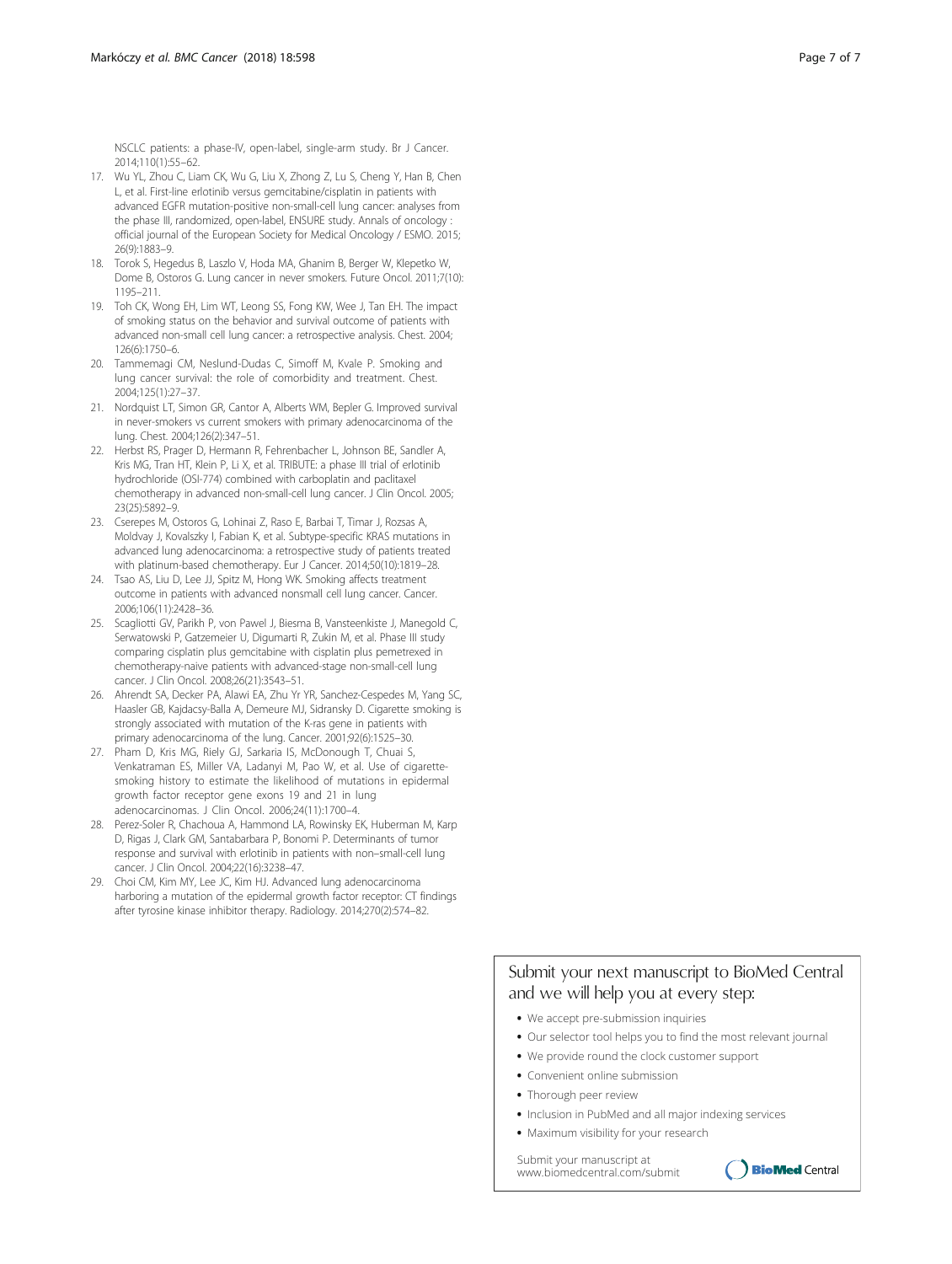NSCLC patients: a phase-IV, open-label, single-arm study. Br J Cancer. 2014;110(1):55–62.

17. Wu YL, Zhou C, Liam CK, Wu G, Liu X, Zhong Z, Lu S, Cheng Y, Han B, Chen L, et al. First-line erlotinib versus gemcitabine/cisplatin in patients with advanced EGFR mutation-positive non-small-cell lung cancer: analyses from the phase III, randomized, open-label, ENSURE study. Annals of oncology : official journal of the European Society for Medical Oncology / ESMO. 2015; 26(9):1883–9.
18. Torok S, Hegedus B, Laszlo V, Hoda MA, Ghanim B, Berger W, Klepetko W, Dome B, Ostoros G. Lung cancer in never smokers. Future Oncol. 2011;7(10): 1195–211.
19. Toh CK, Wong EH, Lim WT, Leong SS, Fong KW, Wee J, Tan EH. The impact of smoking status on the behavior and survival outcome of patients with advanced non-small cell lung cancer: a retrospective analysis. Chest. 2004; 126(6):1750–6.
20. Tammemagi CM, Neslund-Dudas C, Simoff M, Kvale P. Smoking and lung cancer survival: the role of comorbidity and treatment. Chest. 2004;125(1):27–37.
21. Nordquist LT, Simon GR, Cantor A, Alberts WM, Bepler G. Improved survival in never-smokers vs current smokers with primary adenocarcinoma of the lung. Chest. 2004;126(2):347–51.
22. Herbst RS, Prager D, Hermann R, Fehrenbacher L, Johnson BE, Sandler A, Kris MG, Tran HT, Klein P, Li X, et al. TRIBUTE: a phase III trial of erlotinib hydrochloride (OSI-774) combined with carboplatin and paclitaxel chemotherapy in advanced non-small-cell lung cancer. J Clin Oncol. 2005; 23(25):5892–9.
23. Cserepes M, Ostoros G, Lohinai Z, Raso E, Barbai T, Timar J, Rozsas A, Moldvay J, Kovalszky I, Fabian K, et al. Subtype-specific KRAS mutations in advanced lung adenocarcinoma: a retrospective study of patients treated with platinum-based chemotherapy. Eur J Cancer. 2014;50(10):1819–28.
24. Tsao AS, Liu D, Lee JJ, Spitz M, Hong WK. Smoking affects treatment outcome in patients with advanced nonsmall cell lung cancer. Cancer. 2006;106(11):2428–36.
25. Scagliotti GV, Parikh P, von Pawel J, Biesma B, Vansteenkiste J, Manegold C, Serwatowski P, Gatzemeier U, Digumarti R, Zukin M, et al. Phase III study comparing cisplatin plus gemcitabine with cisplatin plus pemetrexed in chemotherapy-naive patients with advanced-stage non-small-cell lung cancer. J Clin Oncol. 2008;26(21):3543–51.
26. Ahrendt SA, Decker PA, Alawi EA, Zhu Yr YR, Sanchez-Cespedes M, Yang SC, Haasler GB, Kajdacsy-Balla A, Demeure MJ, Sidransky D. Cigarette smoking is strongly associated with mutation of the K-ras gene in patients with primary adenocarcinoma of the lung. Cancer. 2001;92(6):1525–30.
27. Pham D, Kris MG, Riely GJ, Sarkaria IS, McDonough T, Chuai S, Venkatraman ES, Miller VA, Ladanyi M, Pao W, et al. Use of cigarette-smoking history to estimate the likelihood of mutations in epidermal growth factor receptor gene exons 19 and 21 in lung adenocarcinomas. J Clin Oncol. 2006;24(11):1700–4.
28. Perez-Soler R, Chachoua A, Hammond LA, Rowinsky EK, Huberman M, Karp D, Rigas J, Clark GM, Santabarbara P, Bonomi P. Determinants of tumor response and survival with erlotinib in patients with non–small-cell lung cancer. J Clin Oncol. 2004;22(16):3238–47.
29. Choi CM, Kim MY, Lee JC, Kim HJ. Advanced lung adenocarcinoma harboring a mutation of the epidermal growth factor receptor: CT findings after tyrosine kinase inhibitor therapy. Radiology. 2014;270(2):574–82.

Submit your next manuscript to BioMed Central and we will help you at every step:

- We accept pre-submission inquiries
- Our selector tool helps you to find the most relevant journal
- We provide round the clock customer support
- Convenient online submission
- Thorough peer review
- Inclusion in PubMed and all major indexing services
- Maximum visibility for your research

Submit your manuscript at
www.biomedcentral.com/submit

BioMed Central